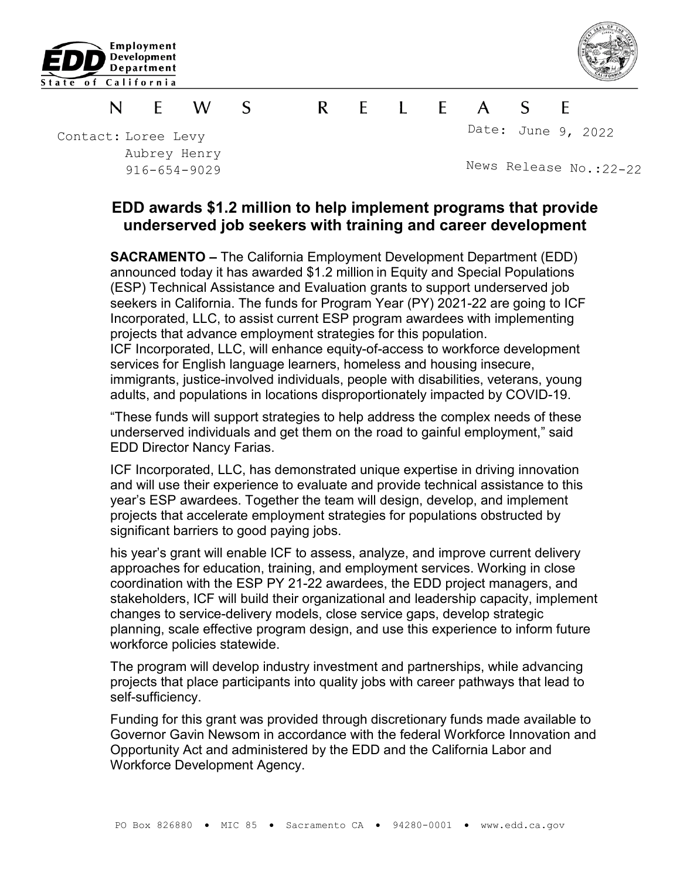Employment Development Department
State of California

NEWS RELEASE

Contact: Loree Levy
Aubrey Henry
916-654-9029

Date: June 9, 2022

News Release No.:22-22

## EDD awards $1.2 million to help implement programs that provide underserved job seekers with training and career development

**SACRAMENTO –** The California Employment Development Department (EDD) announced today it has awarded $1.2 million in Equity and Special Populations (ESP) Technical Assistance and Evaluation grants to support underserved job seekers in California. The funds for Program Year (PY) 2021-22 are going to ICF Incorporated, LLC, to assist current ESP program awardees with implementing projects that advance employment strategies for this population.
ICF Incorporated, LLC, will enhance equity-of-access to workforce development services for English language learners, homeless and housing insecure, immigrants, justice-involved individuals, people with disabilities, veterans, young adults, and populations in locations disproportionately impacted by COVID-19.

"These funds will support strategies to help address the complex needs of these underserved individuals and get them on the road to gainful employment," said EDD Director Nancy Farias.

ICF Incorporated, LLC, has demonstrated unique expertise in driving innovation and will use their experience to evaluate and provide technical assistance to this year's ESP awardees. Together the team will design, develop, and implement projects that accelerate employment strategies for populations obstructed by significant barriers to good paying jobs.

his year's grant will enable ICF to assess, analyze, and improve current delivery approaches for education, training, and employment services. Working in close coordination with the ESP PY 21-22 awardees, the EDD project managers, and stakeholders, ICF will build their organizational and leadership capacity, implement changes to service-delivery models, close service gaps, develop strategic planning, scale effective program design, and use this experience to inform future workforce policies statewide.

The program will develop industry investment and partnerships, while advancing projects that place participants into quality jobs with career pathways that lead to self-sufficiency.

Funding for this grant was provided through discretionary funds made available to Governor Gavin Newsom in accordance with the federal Workforce Innovation and Opportunity Act and administered by the EDD and the California Labor and Workforce Development Agency.

PO Box 826880 • MIC 85 • Sacramento CA • 94280-0001 • www.edd.ca.gov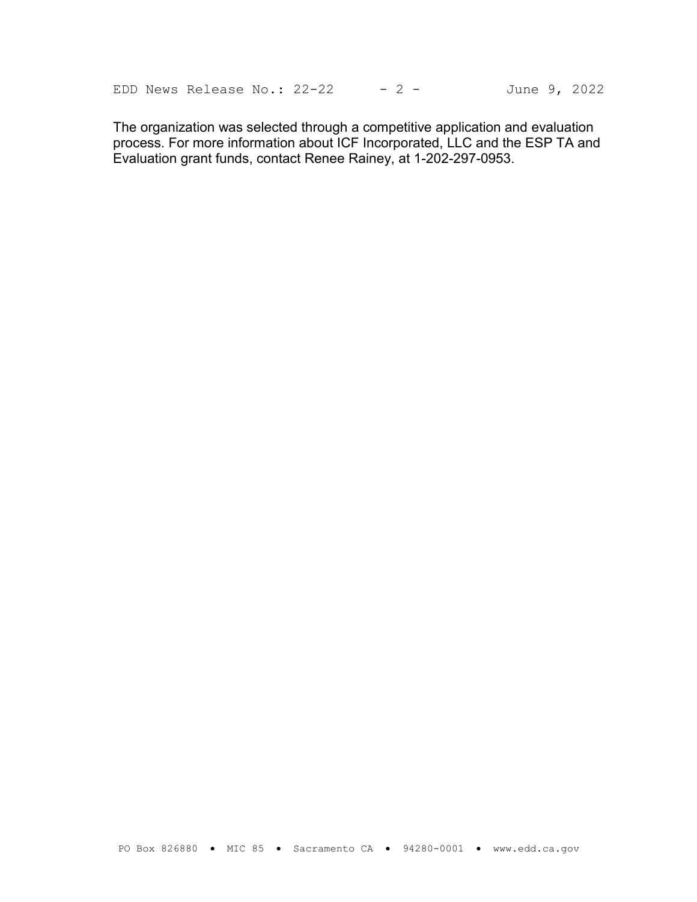The organization was selected through a competitive application and evaluation process. For more information about ICF Incorporated, LLC and the ESP TA and Evaluation grant funds, contact Renee Rainey, at 1-202-297-0953.